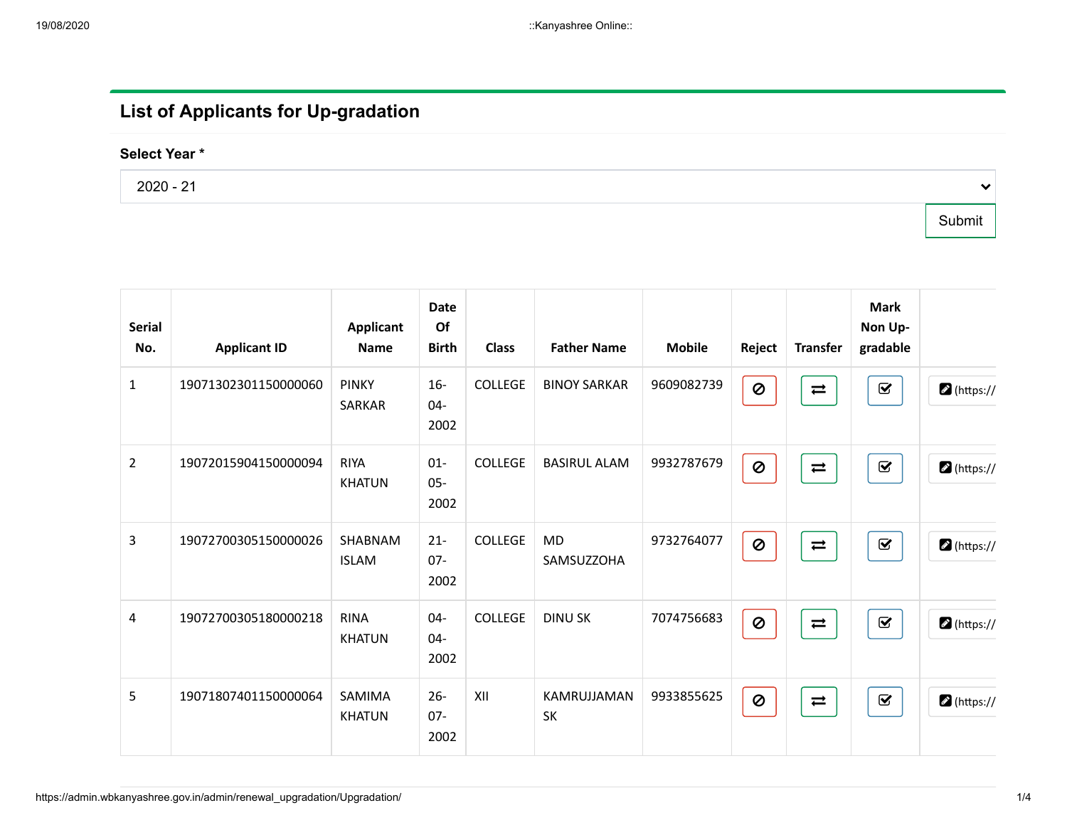## List of Applicants for Up-gradation

**Select Year ***

2020 - 21

Submit

| Serial No. | Applicant ID | Applicant Name | Date Of Birth | Class | Father Name | Mobile | Reject | Transfer | Mark Non Up-gradable | |
|---|---|---|---|---|---|---|---|---|---|---|
| 1 | 190713023011500000060 | PINKY SARKAR | 16-04-2002 | COLLEGE | BINOY SARKAR | 9609082739 | | | | (https:// |
| 2 | 190720159041500000094 | RIYA KHATUN | 01-05-2002 | COLLEGE | BASIRUL ALAM | 9932787679 | | | | (https:// |
| 3 | 190727003051500000026 | SHABNAM ISLAM | 21-07-2002 | COLLEGE | MD SAMSUZZOHA | 9732764077 | | | | (https:// |
| 4 | 190727003051800000218 | RINA KHATUN | 04-04-2002 | COLLEGE | DINU SK | 7074756683 | | | | (https:// |
| 5 | 190718074011500000064 | SAMIMA KHATUN | 26-07-2002 | XII | KAMRUJJAMAN SK | 9933855625 | | | | (https:// |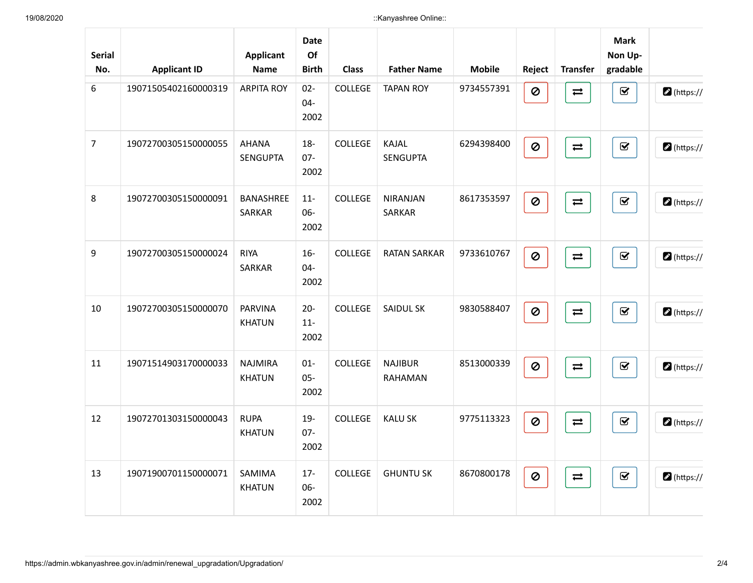| Serial No. | Applicant ID | Applicant Name | Date Of Birth | Class | Father Name | Mobile | Reject | Transfer | Mark Non Up-gradable | |
|---|---|---|---|---|---|---|---|---|---|---|
| 6 | 19071505402160000319 | ARPITA ROY | 02-04-2002 | COLLEGE | TAPAN ROY | 9734557391 | | | | (https:// |
| 7 | 19072700305150000055 | AHANA SENGUPTA | 18-07-2002 | COLLEGE | KAJAL SENGUPTA | 6294398400 | | | | (https:// |
| 8 | 19072700305150000091 | BANASHREE SARKAR | 11-06-2002 | COLLEGE | NIRANJAN SARKAR | 8617353597 | | | | (https:// |
| 9 | 19072700305150000024 | RIYA SARKAR | 16-04-2002 | COLLEGE | RATAN SARKAR | 9733610767 | | | | (https:// |
| 10 | 19072700305150000070 | PARVINA KHATUN | 20-11-2002 | COLLEGE | SAIDUL SK | 9830588407 | | | | (https:// |
| 11 | 19071514903170000033 | NAJMIRA KHATUN | 01-05-2002 | COLLEGE | NAJIBUR RAHAMAN | 8513000339 | | | | (https:// |
| 12 | 19072701303150000043 | RUPA KHATUN | 19-07-2002 | COLLEGE | KALU SK | 9775113323 | | | | (https:// |
| 13 | 19071900701150000071 | SAMIMA KHATUN | 17-06-2002 | COLLEGE | GHUNTU SK | 8670800178 | | | | (https:// |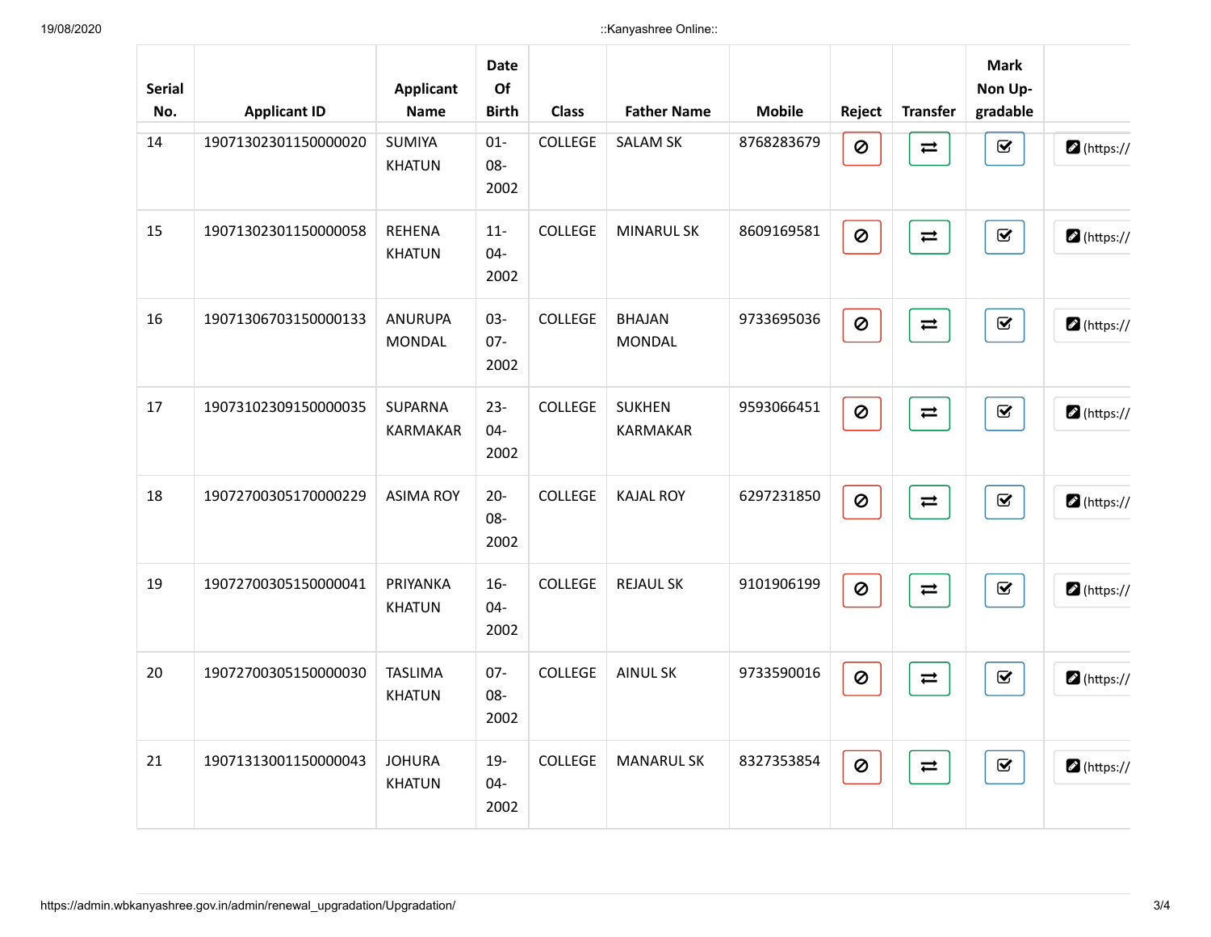| Serial No. | Applicant ID | Applicant Name | Date Of Birth | Class | Father Name | Mobile | Reject | Transfer | Mark Non Up-gradable | |
|---|---|---|---|---|---|---|---|---|---|---|
| 14 | 190713023011500000020 | SUMIYA KHATUN | 01-08-2002 | COLLEGE | SALAM SK | 8768283679 | | | | (https:// |
| 15 | 190713023011500000058 | REHENA KHATUN | 11-04-2002 | COLLEGE | MINARUL SK | 8609169581 | | | | (https:// |
| 16 | 190713067031500000133 | ANURUPA MONDAL | 03-07-2002 | COLLEGE | BHAJAN MONDAL | 9733695036 | | | | (https:// |
| 17 | 190731023091500000035 | SUPARNA KARMAKAR | 23-04-2002 | COLLEGE | SUKHEN KARMAKAR | 9593066451 | | | | (https:// |
| 18 | 190727003051700000229 | ASIMA ROY | 20-08-2002 | COLLEGE | KAJAL ROY | 6297231850 | | | | (https:// |
| 19 | 190727003051500000041 | PRIYANKA KHATUN | 16-04-2002 | COLLEGE | REJAUL SK | 9101906199 | | | | (https:// |
| 20 | 190727003051500000030 | TASLIMA KHATUN | 07-08-2002 | COLLEGE | AINUL SK | 9733590016 | | | | (https:// |
| 21 | 190713130011500000043 | JOHURA KHATUN | 19-04-2002 | COLLEGE | MANARUL SK | 8327353854 | | | | (https:// |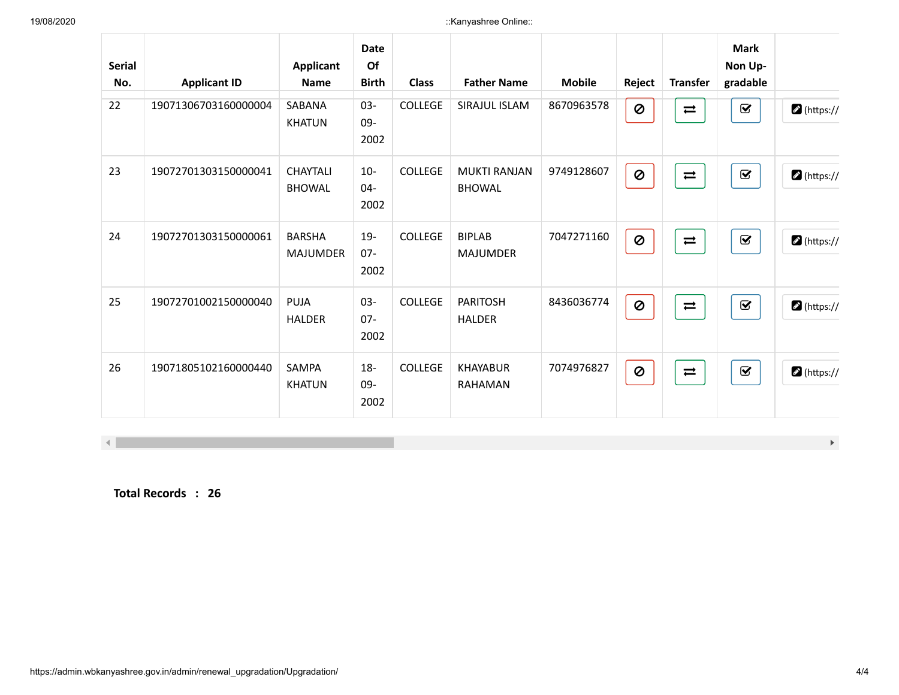| Serial No. | Applicant ID | Applicant Name | Date Of Birth | Class | Father Name | Mobile | Reject | Transfer | Mark Non Up-gradable | |
|---|---|---|---|---|---|---|---|---|---|---|
| 22 | 19071306703160000004 | SABANA KHATUN | 03-09-2002 | COLLEGE | SIRAJUL ISLAM | 8670963578 | | | | (https:// |
| 23 | 19072701303150000041 | CHAYTALI BHOWAL | 10-04-2002 | COLLEGE | MUKTI RANJAN BHOWAL | 9749128607 | | | | (https:// |
| 24 | 19072701303150000061 | BARSHA MAJUMDER | 19-07-2002 | COLLEGE | BIPLAB MAJUMDER | 7047271160 | | | | (https:// |
| 25 | 19072701002150000040 | PUJA HALDER | 03-07-2002 | COLLEGE | PARITOSH HALDER | 8436036774 | | | | (https:// |
| 26 | 19071805102160000440 | SAMPA KHATUN | 18-09-2002 | COLLEGE | KHAYABUR RAHAMAN | 7074976827 | | | | (https:// |

**Total Records : 26**